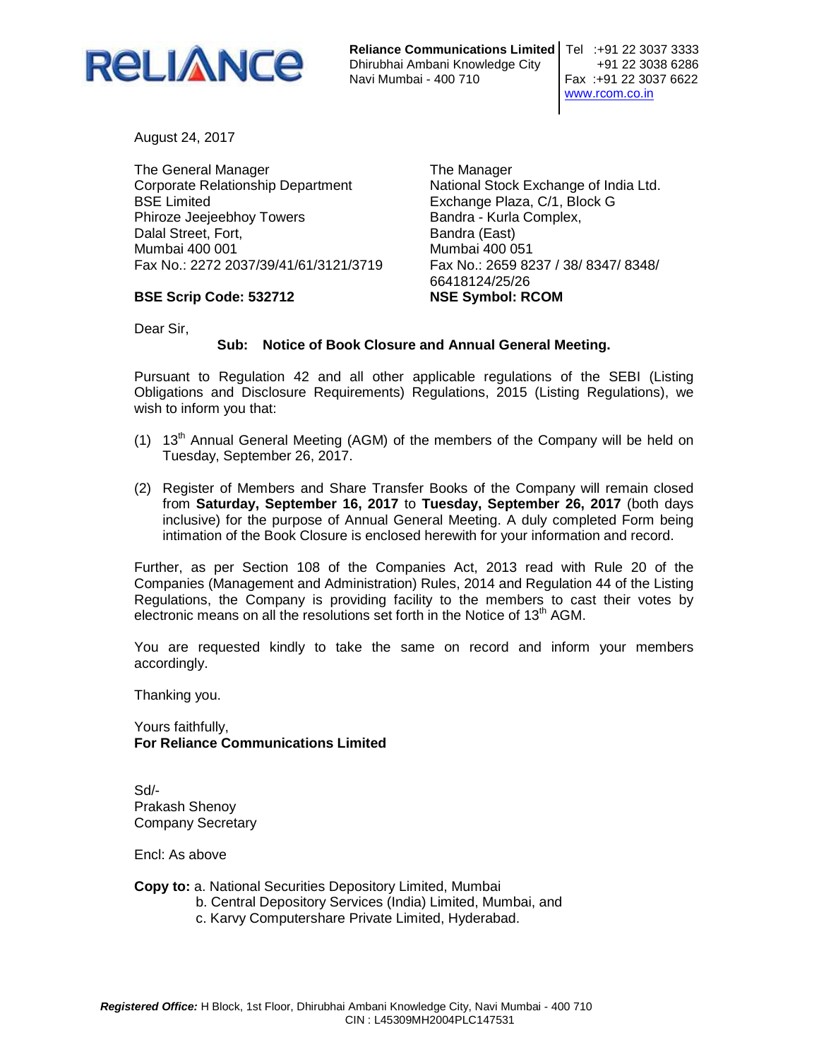**RELIANCE**

**Reliance Communications Limited**
Dhirubhai Ambani Knowledge City
Navi Mumbai - 400 710

Tel :+91 22 3037 3333
+91 22 3038 6286
Fax :+91 22 3037 6622
www.rcom.co.in

August 24, 2017

The General Manager
Corporate Relationship Department
BSE Limited
Phiroze Jeejeebhoy Towers
Dalal Street, Fort,
Mumbai 400 001
Fax No.: 2272 2037/39/41/61/3121/3719

**BSE Scrip Code: 532712**

The Manager
National Stock Exchange of India Ltd.
Exchange Plaza, C/1, Block G
Bandra - Kurla Complex,
Bandra (East)
Mumbai 400 051
Fax No.: 2659 8237 / 38/ 8347/ 8348/ 66418124/25/26

**NSE Symbol: RCOM**

Dear Sir,

**Sub: Notice of Book Closure and Annual General Meeting.**

Pursuant to Regulation 42 and all other applicable regulations of the SEBI (Listing Obligations and Disclosure Requirements) Regulations, 2015 (Listing Regulations), we wish to inform you that:

(1) 13th Annual General Meeting (AGM) of the members of the Company will be held on Tuesday, September 26, 2017.

(2) Register of Members and Share Transfer Books of the Company will remain closed from **Saturday, September 16, 2017** to **Tuesday, September 26, 2017** (both days inclusive) for the purpose of Annual General Meeting. A duly completed Form being intimation of the Book Closure is enclosed herewith for your information and record.

Further, as per Section 108 of the Companies Act, 2013 read with Rule 20 of the Companies (Management and Administration) Rules, 2014 and Regulation 44 of the Listing Regulations, the Company is providing facility to the members to cast their votes by electronic means on all the resolutions set forth in the Notice of 13th AGM.

You are requested kindly to take the same on record and inform your members accordingly.

Thanking you.

Yours faithfully,
**For Reliance Communications Limited**

Sd/-
Prakash Shenoy
Company Secretary

Encl: As above

**Copy to:** a. National Securities Depository Limited, Mumbai
b. Central Depository Services (India) Limited, Mumbai, and
c. Karvy Computershare Private Limited, Hyderabad.

***Registered Office:*** H Block, 1st Floor, Dhirubhai Ambani Knowledge City, Navi Mumbai - 400 710
CIN : L45309MH2004PLC147531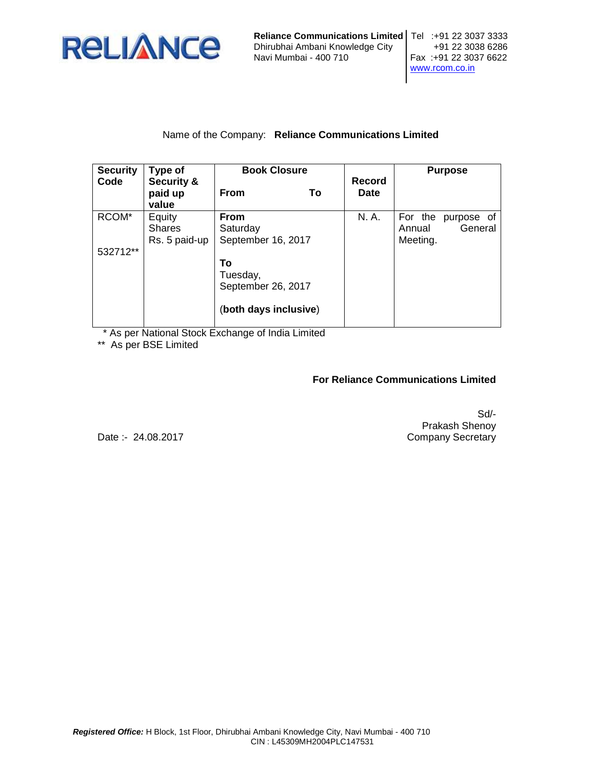**Reliance Communications Limited**
Dhirubhai Ambani Knowledge City
Navi Mumbai - 400 710

Tel :+91 22 3037 3333
+91 22 3038 6286
Fax :+91 22 3037 6622
www.rcom.co.in

Name of the Company: **Reliance Communications Limited**

| **Security Code** | **Type of Security & paid up value** | **Book Closure From** | **Book Closure To** | **Record Date** | **Purpose** |
|---|---|---|---|---|---|
| RCOM*<br><br>532712** | Equity Shares Rs. 5 paid-up | **From** Saturday September 16, 2017<br><br>**To** Tuesday, September 26, 2017<br><br>(**both days inclusive**) | | N. A. | For the purpose of Annual General Meeting. |

\* As per National Stock Exchange of India Limited

** As per BSE Limited

**For Reliance Communications Limited**

Sd/-
Prakash Shenoy
Company Secretary

Date :- 24.08.2017

***Registered Office:*** H Block, 1st Floor, Dhirubhai Ambani Knowledge City, Navi Mumbai - 400 710
CIN : L45309MH2004PLC147531